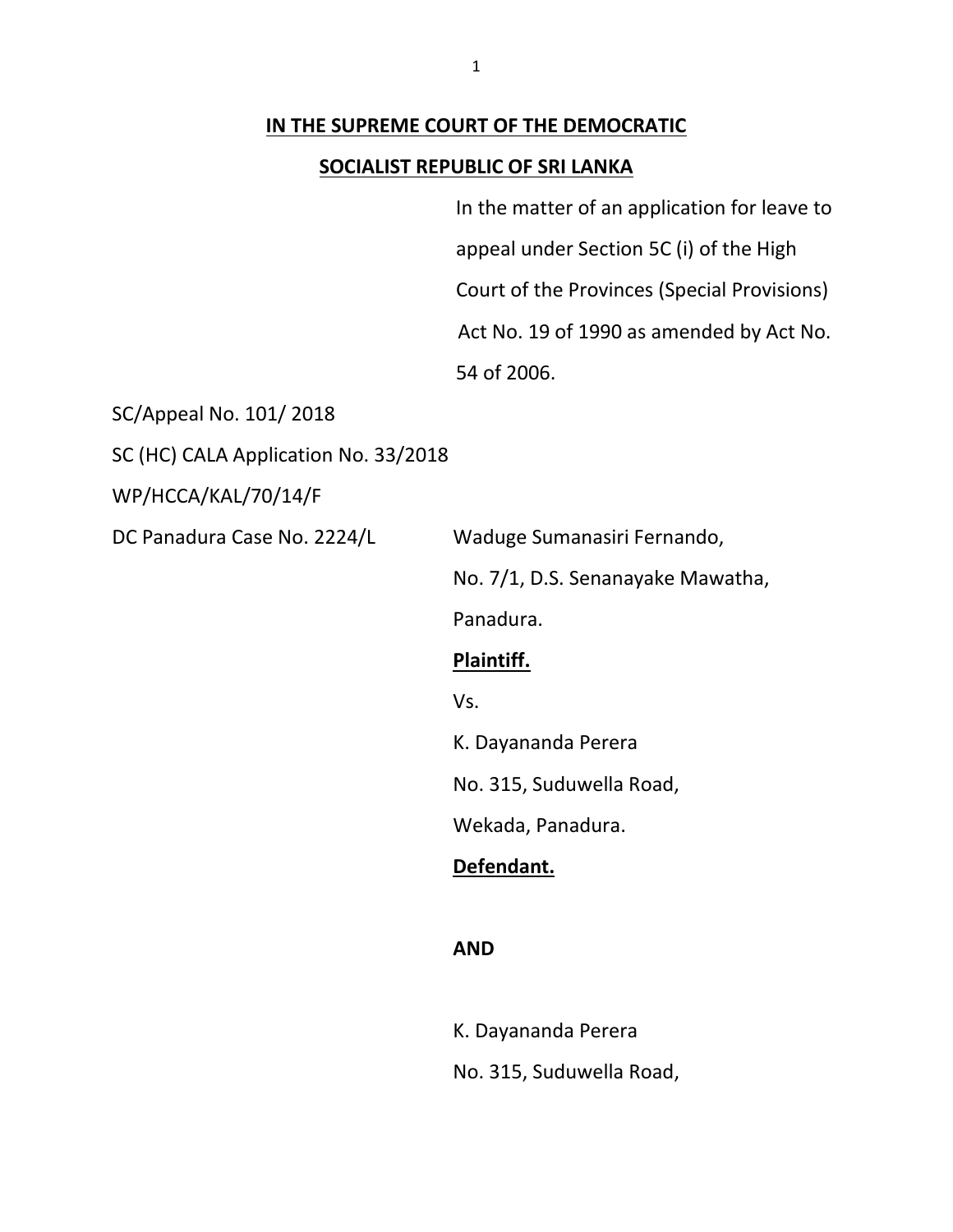**IN THE SUPREME COURT OF THE DEMOCRATIC**

**SOCIALIST REPUBLIC OF SRI LANKA**

In the matter of an application for leave to appeal under Section 5C (i) of the High Court of the Provinces (Special Provisions) Act No. 19 of 1990 as amended by Act No. 54 of 2006.

SC/Appeal No. 101/ 2018

SC (HC) CALA Application No. 33/2018

WP/HCCA/KAL/70/14/F

DC Panadura Case No. 2224/L

Waduge Sumanasiri Fernando,
No. 7/1, D.S. Senanayake Mawatha,
Panadura.

**Plaintiff.**

Vs.

K. Dayananda Perera
No. 315, Suduwella Road,
Wekada, Panadura.

**Defendant.**

**AND**

K. Dayananda Perera
No. 315, Suduwella Road,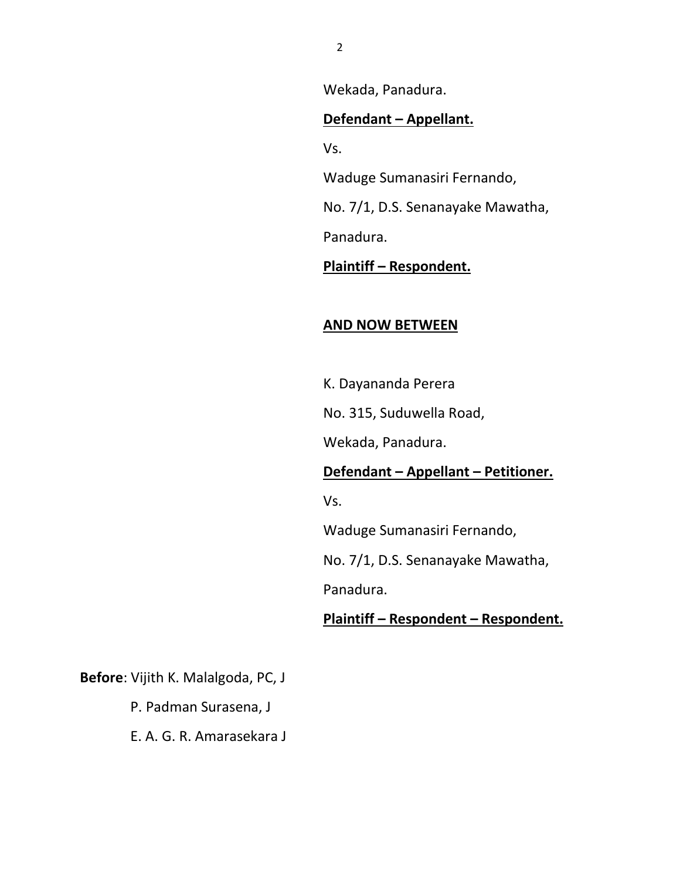Wekada, Panadura.

**Defendant – Appellant.**

Vs.

Waduge Sumanasiri Fernando,

No. 7/1, D.S. Senanayake Mawatha,

Panadura.

**Plaintiff – Respondent.**

**AND NOW BETWEEN**

K. Dayananda Perera

No. 315, Suduwella Road,

Wekada, Panadura.

**Defendant – Appellant – Petitioner.**

Vs.

Waduge Sumanasiri Fernando,

No. 7/1, D.S. Senanayake Mawatha,

Panadura.

**Plaintiff – Respondent – Respondent.**

**Before**: Vijith K. Malalgoda, PC, J

P. Padman Surasena, J

E. A. G. R. Amarasekara J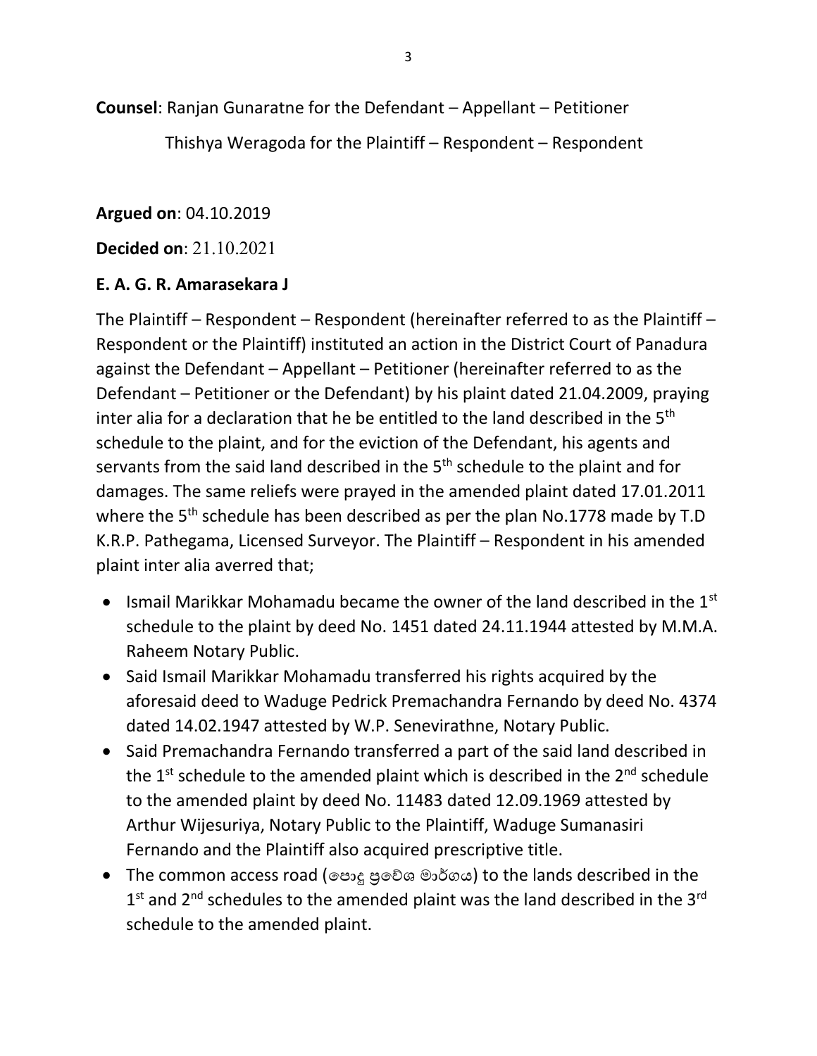**Counsel**: Ranjan Gunaratne for the Defendant – Appellant – Petitioner

Thishya Weragoda for the Plaintiff – Respondent – Respondent

**Argued on**: 04.10.2019

**Decided on**: 21.10.2021

**E. A. G. R. Amarasekara J**

The Plaintiff – Respondent – Respondent (hereinafter referred to as the Plaintiff – Respondent or the Plaintiff) instituted an action in the District Court of Panadura against the Defendant – Appellant – Petitioner (hereinafter referred to as the Defendant – Petitioner or the Defendant) by his plaint dated 21.04.2009, praying inter alia for a declaration that he be entitled to the land described in the 5th schedule to the plaint, and for the eviction of the Defendant, his agents and servants from the said land described in the 5th schedule to the plaint and for damages. The same reliefs were prayed in the amended plaint dated 17.01.2011 where the 5th schedule has been described as per the plan No.1778 made by T.D K.R.P. Pathegama, Licensed Surveyor. The Plaintiff – Respondent in his amended plaint inter alia averred that;

- Ismail Marikkar Mohamadu became the owner of the land described in the 1st schedule to the plaint by deed No. 1451 dated 24.11.1944 attested by M.M.A. Raheem Notary Public.
- Said Ismail Marikkar Mohamadu transferred his rights acquired by the aforesaid deed to Waduge Pedrick Premachandra Fernando by deed No. 4374 dated 14.02.1947 attested by W.P. Senevirathne, Notary Public.
- Said Premachandra Fernando transferred a part of the said land described in the 1st schedule to the amended plaint which is described in the 2nd schedule to the amended plaint by deed No. 11483 dated 12.09.1969 attested by Arthur Wijesuriya, Notary Public to the Plaintiff, Waduge Sumanasiri Fernando and the Plaintiff also acquired prescriptive title.
- The common access road (පොදු ප්‍රවේශ මාර්ගය) to the lands described in the 1st and 2nd schedules to the amended plaint was the land described in the 3rd schedule to the amended plaint.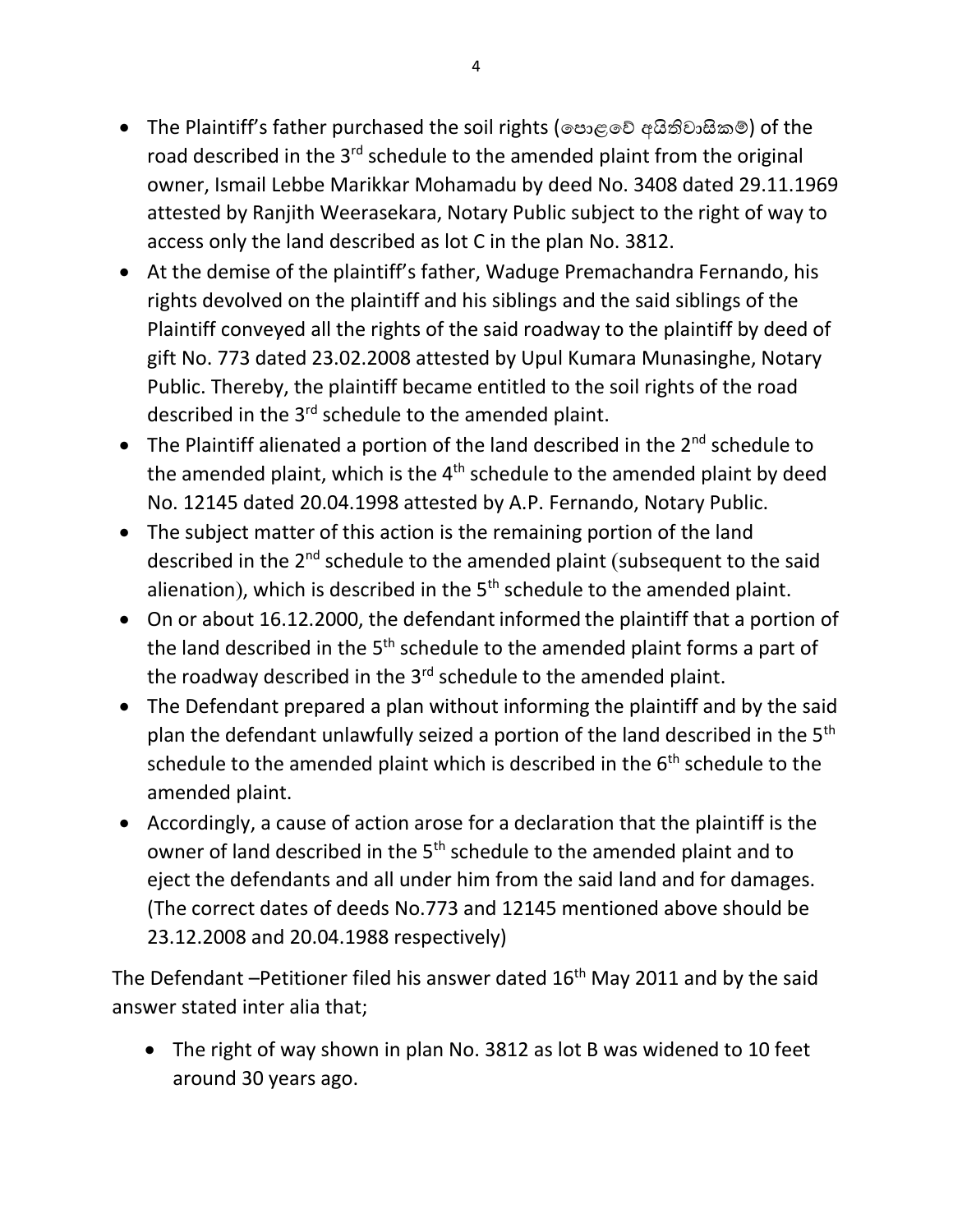- The Plaintiff's father purchased the soil rights (පොළවේ අයිතිවාසිකම්) of the road described in the 3rd schedule to the amended plaint from the original owner, Ismail Lebbe Marikkar Mohamadu by deed No. 3408 dated 29.11.1969 attested by Ranjith Weerasekara, Notary Public subject to the right of way to access only the land described as lot C in the plan No. 3812.
- At the demise of the plaintiff's father, Waduge Premachandra Fernando, his rights devolved on the plaintiff and his siblings and the said siblings of the Plaintiff conveyed all the rights of the said roadway to the plaintiff by deed of gift No. 773 dated 23.02.2008 attested by Upul Kumara Munasinghe, Notary Public. Thereby, the plaintiff became entitled to the soil rights of the road described in the 3rd schedule to the amended plaint.
- The Plaintiff alienated a portion of the land described in the 2nd schedule to the amended plaint, which is the 4th schedule to the amended plaint by deed No. 12145 dated 20.04.1998 attested by A.P. Fernando, Notary Public.
- The subject matter of this action is the remaining portion of the land described in the 2nd schedule to the amended plaint (subsequent to the said alienation), which is described in the 5th schedule to the amended plaint.
- On or about 16.12.2000, the defendant informed the plaintiff that a portion of the land described in the 5th schedule to the amended plaint forms a part of the roadway described in the 3rd schedule to the amended plaint.
- The Defendant prepared a plan without informing the plaintiff and by the said plan the defendant unlawfully seized a portion of the land described in the 5th schedule to the amended plaint which is described in the 6th schedule to the amended plaint.
- Accordingly, a cause of action arose for a declaration that the plaintiff is the owner of land described in the 5th schedule to the amended plaint and to eject the defendants and all under him from the said land and for damages. (The correct dates of deeds No.773 and 12145 mentioned above should be 23.12.2008 and 20.04.1988 respectively)

The Defendant –Petitioner filed his answer dated 16th May 2011 and by the said answer stated inter alia that;

- The right of way shown in plan No. 3812 as lot B was widened to 10 feet around 30 years ago.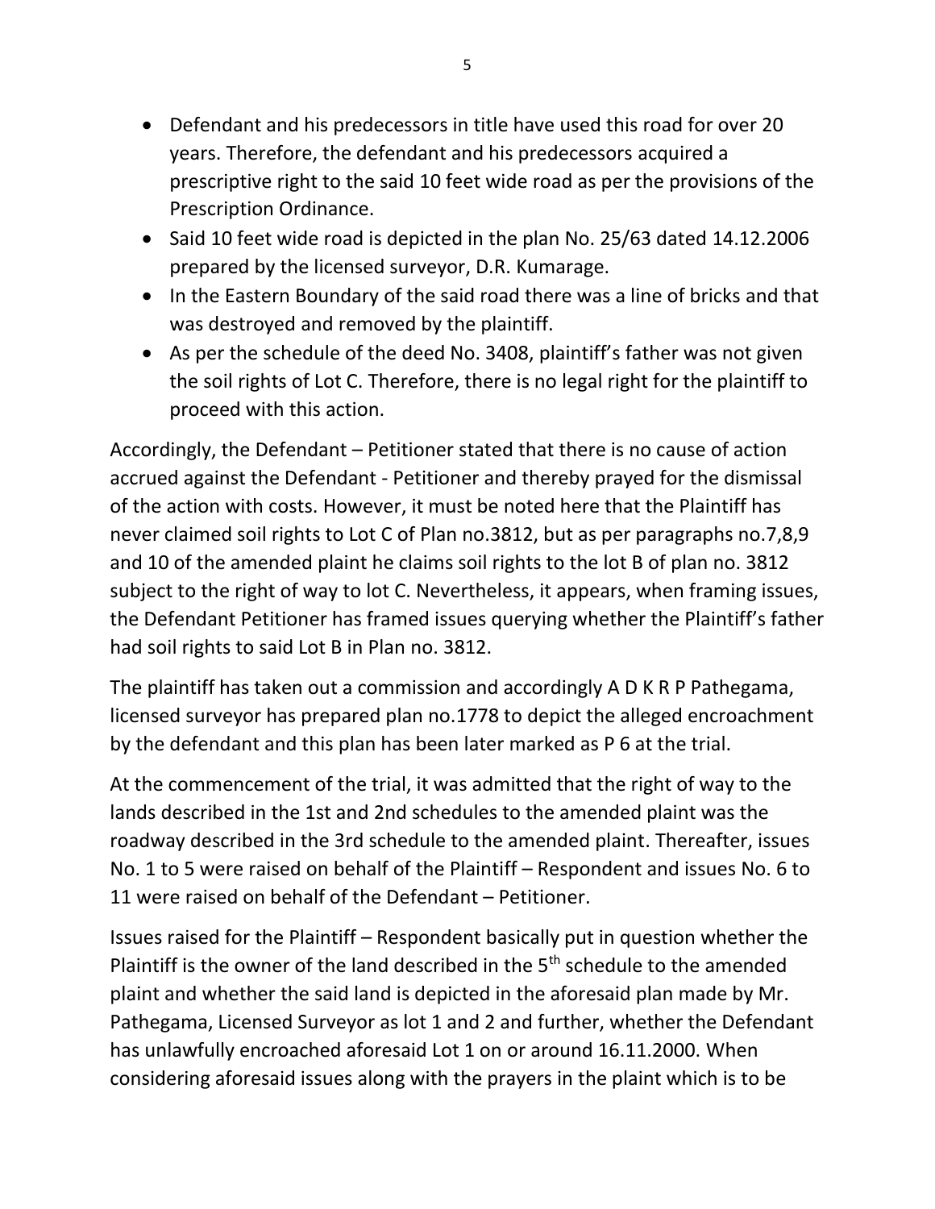- Defendant and his predecessors in title have used this road for over 20 years. Therefore, the defendant and his predecessors acquired a prescriptive right to the said 10 feet wide road as per the provisions of the Prescription Ordinance.
- Said 10 feet wide road is depicted in the plan No. 25/63 dated 14.12.2006 prepared by the licensed surveyor, D.R. Kumarage.
- In the Eastern Boundary of the said road there was a line of bricks and that was destroyed and removed by the plaintiff.
- As per the schedule of the deed No. 3408, plaintiff's father was not given the soil rights of Lot C. Therefore, there is no legal right for the plaintiff to proceed with this action.

Accordingly, the Defendant – Petitioner stated that there is no cause of action accrued against the Defendant - Petitioner and thereby prayed for the dismissal of the action with costs. However, it must be noted here that the Plaintiff has never claimed soil rights to Lot C of Plan no.3812, but as per paragraphs no.7,8,9 and 10 of the amended plaint he claims soil rights to the lot B of plan no. 3812 subject to the right of way to lot C. Nevertheless, it appears, when framing issues, the Defendant Petitioner has framed issues querying whether the Plaintiff's father had soil rights to said Lot B in Plan no. 3812.

The plaintiff has taken out a commission and accordingly A D K R P Pathegama, licensed surveyor has prepared plan no.1778 to depict the alleged encroachment by the defendant and this plan has been later marked as P 6 at the trial.

At the commencement of the trial, it was admitted that the right of way to the lands described in the 1st and 2nd schedules to the amended plaint was the roadway described in the 3rd schedule to the amended plaint. Thereafter, issues No. 1 to 5 were raised on behalf of the Plaintiff – Respondent and issues No. 6 to 11 were raised on behalf of the Defendant – Petitioner.

Issues raised for the Plaintiff – Respondent basically put in question whether the Plaintiff is the owner of the land described in the 5th schedule to the amended plaint and whether the said land is depicted in the aforesaid plan made by Mr. Pathegama, Licensed Surveyor as lot 1 and 2 and further, whether the Defendant has unlawfully encroached aforesaid Lot 1 on or around 16.11.2000. When considering aforesaid issues along with the prayers in the plaint which is to be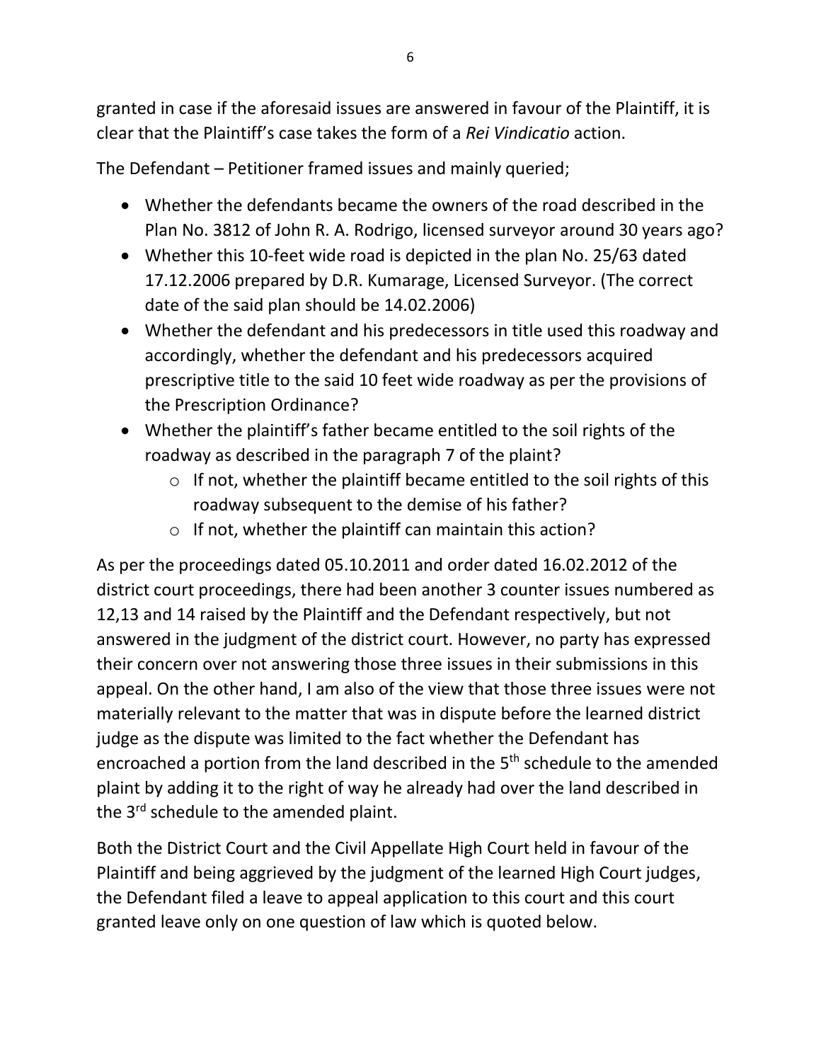granted in case if the aforesaid issues are answered in favour of the Plaintiff, it is clear that the Plaintiff's case takes the form of a *Rei Vindicatio* action.

The Defendant – Petitioner framed issues and mainly queried;

- Whether the defendants became the owners of the road described in the Plan No. 3812 of John R. A. Rodrigo, licensed surveyor around 30 years ago?
- Whether this 10-feet wide road is depicted in the plan No. 25/63 dated 17.12.2006 prepared by D.R. Kumarage, Licensed Surveyor. (The correct date of the said plan should be 14.02.2006)
- Whether the defendant and his predecessors in title used this roadway and accordingly, whether the defendant and his predecessors acquired prescriptive title to the said 10 feet wide roadway as per the provisions of the Prescription Ordinance?
- Whether the plaintiff's father became entitled to the soil rights of the roadway as described in the paragraph 7 of the plaint?
  - If not, whether the plaintiff became entitled to the soil rights of this roadway subsequent to the demise of his father?
  - If not, whether the plaintiff can maintain this action?

As per the proceedings dated 05.10.2011 and order dated 16.02.2012 of the district court proceedings, there had been another 3 counter issues numbered as 12,13 and 14 raised by the Plaintiff and the Defendant respectively, but not answered in the judgment of the district court. However, no party has expressed their concern over not answering those three issues in their submissions in this appeal. On the other hand, I am also of the view that those three issues were not materially relevant to the matter that was in dispute before the learned district judge as the dispute was limited to the fact whether the Defendant has encroached a portion from the land described in the 5th schedule to the amended plaint by adding it to the right of way he already had over the land described in the 3rd schedule to the amended plaint.

Both the District Court and the Civil Appellate High Court held in favour of the Plaintiff and being aggrieved by the judgment of the learned High Court judges, the Defendant filed a leave to appeal application to this court and this court granted leave only on one question of law which is quoted below.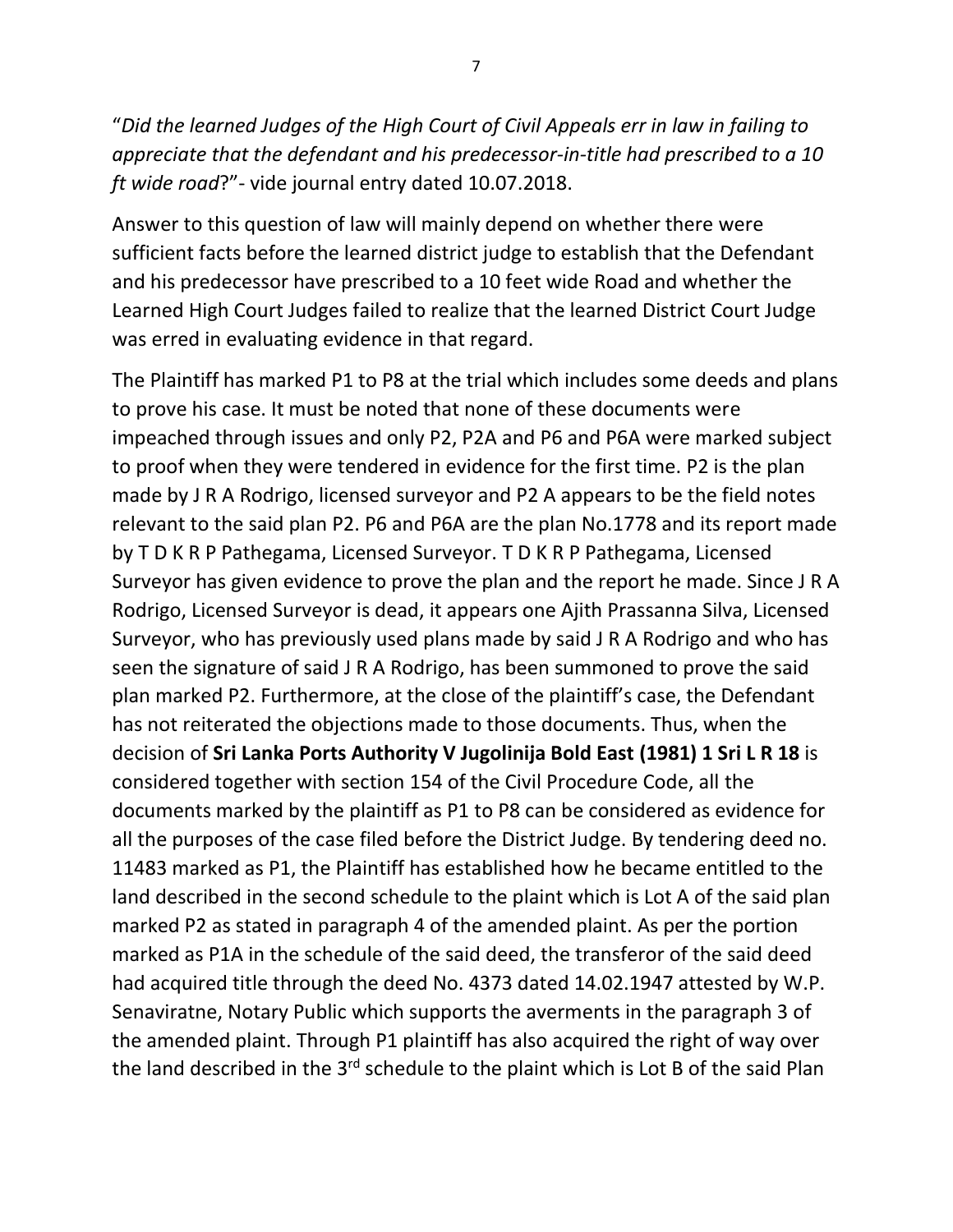"*Did the learned Judges of the High Court of Civil Appeals err in law in failing to appreciate that the defendant and his predecessor-in-title had prescribed to a 10 ft wide road*?"- vide journal entry dated 10.07.2018.

Answer to this question of law will mainly depend on whether there were sufficient facts before the learned district judge to establish that the Defendant and his predecessor have prescribed to a 10 feet wide Road and whether the Learned High Court Judges failed to realize that the learned District Court Judge was erred in evaluating evidence in that regard.

The Plaintiff has marked P1 to P8 at the trial which includes some deeds and plans to prove his case. It must be noted that none of these documents were impeached through issues and only P2, P2A and P6 and P6A were marked subject to proof when they were tendered in evidence for the first time. P2 is the plan made by J R A Rodrigo, licensed surveyor and P2 A appears to be the field notes relevant to the said plan P2. P6 and P6A are the plan No.1778 and its report made by T D K R P Pathegama, Licensed Surveyor. T D K R P Pathegama, Licensed Surveyor has given evidence to prove the plan and the report he made. Since J R A Rodrigo, Licensed Surveyor is dead, it appears one Ajith Prassanna Silva, Licensed Surveyor, who has previously used plans made by said J R A Rodrigo and who has seen the signature of said J R A Rodrigo, has been summoned to prove the said plan marked P2. Furthermore, at the close of the plaintiff's case, the Defendant has not reiterated the objections made to those documents. Thus, when the decision of **Sri Lanka Ports Authority V Jugolinija Bold East (1981) 1 Sri L R 18** is considered together with section 154 of the Civil Procedure Code, all the documents marked by the plaintiff as P1 to P8 can be considered as evidence for all the purposes of the case filed before the District Judge. By tendering deed no. 11483 marked as P1, the Plaintiff has established how he became entitled to the land described in the second schedule to the plaint which is Lot A of the said plan marked P2 as stated in paragraph 4 of the amended plaint. As per the portion marked as P1A in the schedule of the said deed, the transferor of the said deed had acquired title through the deed No. 4373 dated 14.02.1947 attested by W.P. Senaviratne, Notary Public which supports the averments in the paragraph 3 of the amended plaint. Through P1 plaintiff has also acquired the right of way over the land described in the 3rd schedule to the plaint which is Lot B of the said Plan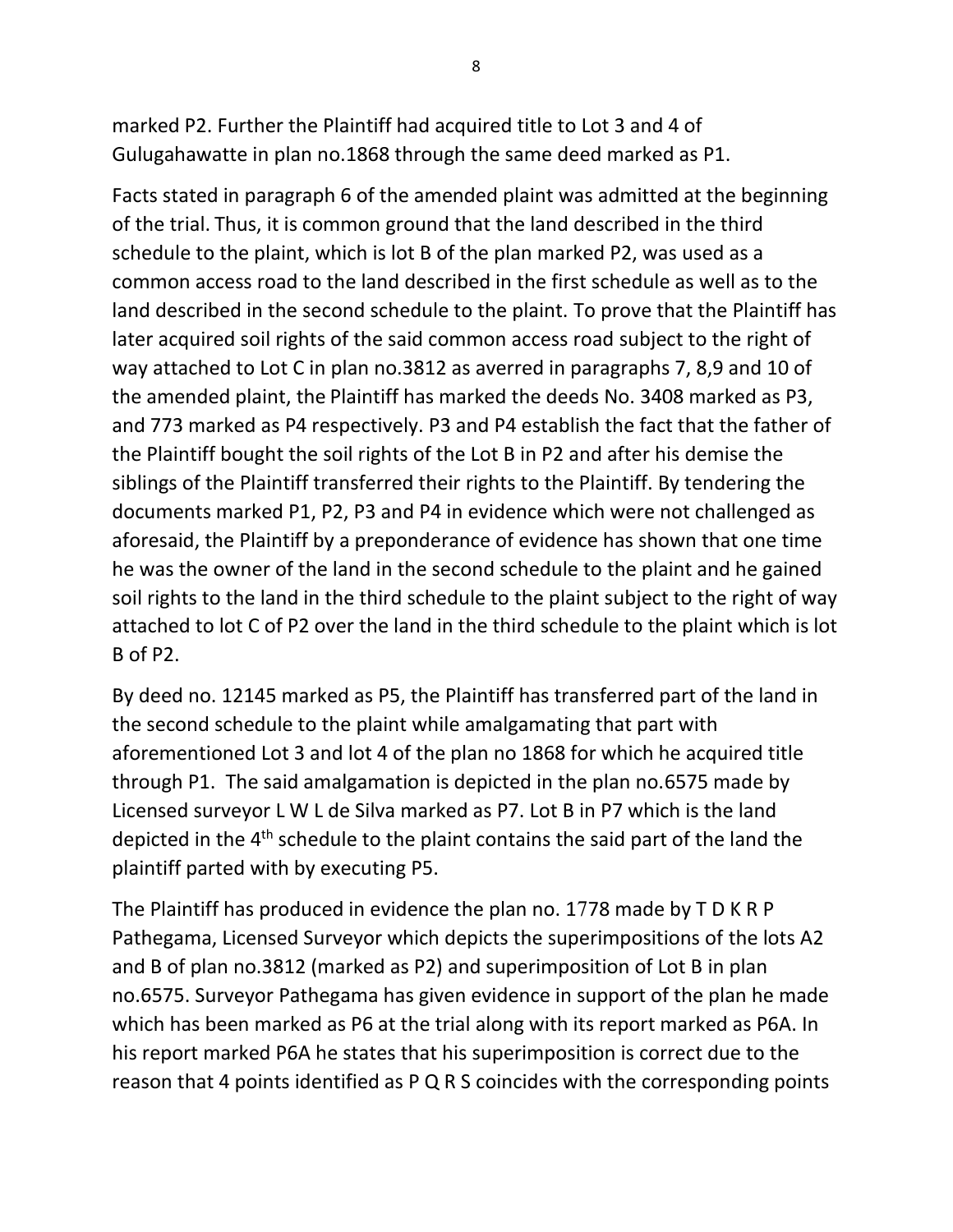marked P2. Further the Plaintiff had acquired title to Lot 3 and 4 of Gulugahawatte in plan no.1868 through the same deed marked as P1.

Facts stated in paragraph 6 of the amended plaint was admitted at the beginning of the trial. Thus, it is common ground that the land described in the third schedule to the plaint, which is lot B of the plan marked P2, was used as a common access road to the land described in the first schedule as well as to the land described in the second schedule to the plaint. To prove that the Plaintiff has later acquired soil rights of the said common access road subject to the right of way attached to Lot C in plan no.3812 as averred in paragraphs 7, 8,9 and 10 of the amended plaint, the Plaintiff has marked the deeds No. 3408 marked as P3, and 773 marked as P4 respectively. P3 and P4 establish the fact that the father of the Plaintiff bought the soil rights of the Lot B in P2 and after his demise the siblings of the Plaintiff transferred their rights to the Plaintiff. By tendering the documents marked P1, P2, P3 and P4 in evidence which were not challenged as aforesaid, the Plaintiff by a preponderance of evidence has shown that one time he was the owner of the land in the second schedule to the plaint and he gained soil rights to the land in the third schedule to the plaint subject to the right of way attached to lot C of P2 over the land in the third schedule to the plaint which is lot B of P2.

By deed no. 12145 marked as P5, the Plaintiff has transferred part of the land in the second schedule to the plaint while amalgamating that part with aforementioned Lot 3 and lot 4 of the plan no 1868 for which he acquired title through P1. The said amalgamation is depicted in the plan no.6575 made by Licensed surveyor L W L de Silva marked as P7. Lot B in P7 which is the land depicted in the 4th schedule to the plaint contains the said part of the land the plaintiff parted with by executing P5.

The Plaintiff has produced in evidence the plan no. 1778 made by T D K R P Pathegama, Licensed Surveyor which depicts the superimpositions of the lots A2 and B of plan no.3812 (marked as P2) and superimposition of Lot B in plan no.6575. Surveyor Pathegama has given evidence in support of the plan he made which has been marked as P6 at the trial along with its report marked as P6A. In his report marked P6A he states that his superimposition is correct due to the reason that 4 points identified as P Q R S coincides with the corresponding points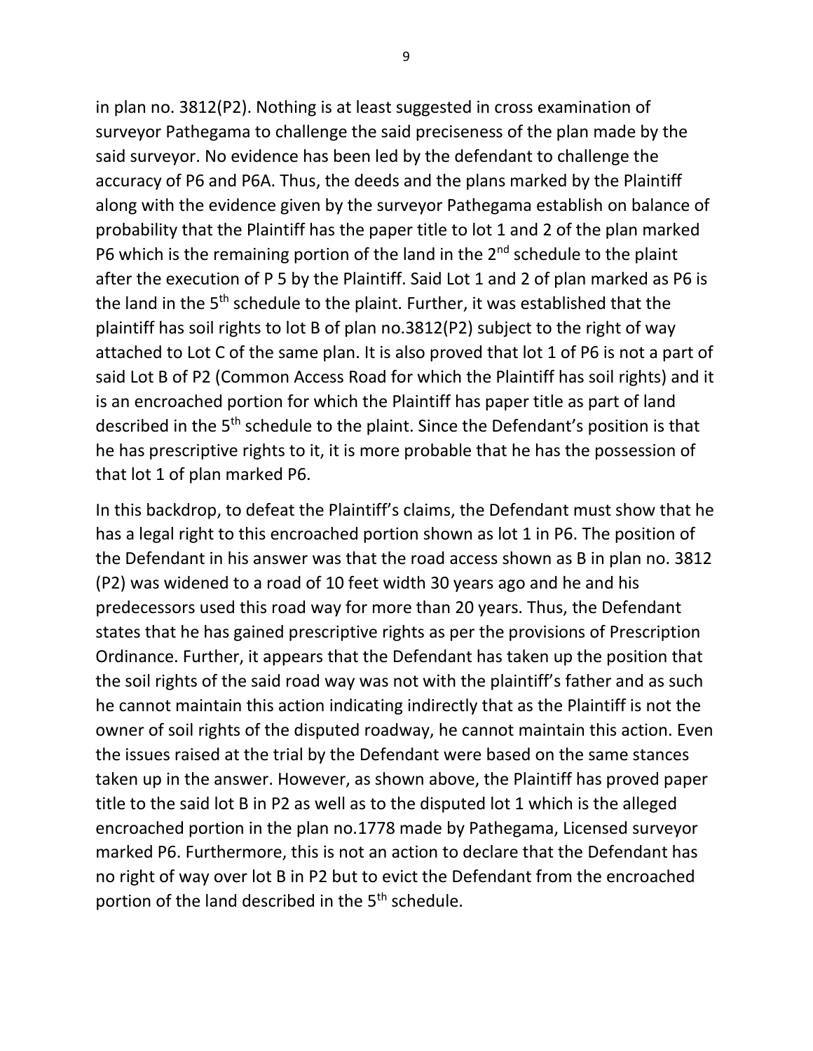in plan no. 3812(P2). Nothing is at least suggested in cross examination of surveyor Pathegama to challenge the said preciseness of the plan made by the said surveyor. No evidence has been led by the defendant to challenge the accuracy of P6 and P6A. Thus, the deeds and the plans marked by the Plaintiff along with the evidence given by the surveyor Pathegama establish on balance of probability that the Plaintiff has the paper title to lot 1 and 2 of the plan marked P6 which is the remaining portion of the land in the 2nd schedule to the plaint after the execution of P 5 by the Plaintiff. Said Lot 1 and 2 of plan marked as P6 is the land in the 5th schedule to the plaint. Further, it was established that the plaintiff has soil rights to lot B of plan no.3812(P2) subject to the right of way attached to Lot C of the same plan. It is also proved that lot 1 of P6 is not a part of said Lot B of P2 (Common Access Road for which the Plaintiff has soil rights) and it is an encroached portion for which the Plaintiff has paper title as part of land described in the 5th schedule to the plaint. Since the Defendant's position is that he has prescriptive rights to it, it is more probable that he has the possession of that lot 1 of plan marked P6.

In this backdrop, to defeat the Plaintiff's claims, the Defendant must show that he has a legal right to this encroached portion shown as lot 1 in P6. The position of the Defendant in his answer was that the road access shown as B in plan no. 3812 (P2) was widened to a road of 10 feet width 30 years ago and he and his predecessors used this road way for more than 20 years. Thus, the Defendant states that he has gained prescriptive rights as per the provisions of Prescription Ordinance. Further, it appears that the Defendant has taken up the position that the soil rights of the said road way was not with the plaintiff's father and as such he cannot maintain this action indicating indirectly that as the Plaintiff is not the owner of soil rights of the disputed roadway, he cannot maintain this action. Even the issues raised at the trial by the Defendant were based on the same stances taken up in the answer. However, as shown above, the Plaintiff has proved paper title to the said lot B in P2 as well as to the disputed lot 1 which is the alleged encroached portion in the plan no.1778 made by Pathegama, Licensed surveyor marked P6. Furthermore, this is not an action to declare that the Defendant has no right of way over lot B in P2 but to evict the Defendant from the encroached portion of the land described in the 5th schedule.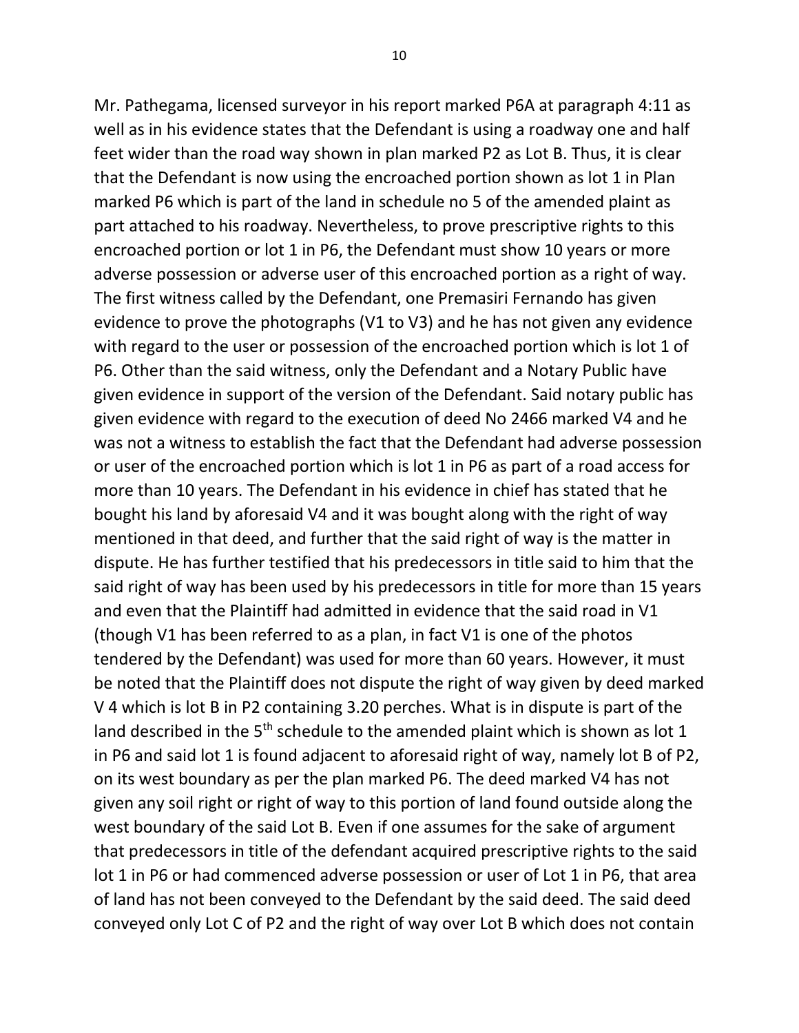Mr. Pathegama, licensed surveyor in his report marked P6A at paragraph 4:11 as well as in his evidence states that the Defendant is using a roadway one and half feet wider than the road way shown in plan marked P2 as Lot B. Thus, it is clear that the Defendant is now using the encroached portion shown as lot 1 in Plan marked P6 which is part of the land in schedule no 5 of the amended plaint as part attached to his roadway. Nevertheless, to prove prescriptive rights to this encroached portion or lot 1 in P6, the Defendant must show 10 years or more adverse possession or adverse user of this encroached portion as a right of way. The first witness called by the Defendant, one Premasiri Fernando has given evidence to prove the photographs (V1 to V3) and he has not given any evidence with regard to the user or possession of the encroached portion which is lot 1 of P6. Other than the said witness, only the Defendant and a Notary Public have given evidence in support of the version of the Defendant. Said notary public has given evidence with regard to the execution of deed No 2466 marked V4 and he was not a witness to establish the fact that the Defendant had adverse possession or user of the encroached portion which is lot 1 in P6 as part of a road access for more than 10 years. The Defendant in his evidence in chief has stated that he bought his land by aforesaid V4 and it was bought along with the right of way mentioned in that deed, and further that the said right of way is the matter in dispute. He has further testified that his predecessors in title said to him that the said right of way has been used by his predecessors in title for more than 15 years and even that the Plaintiff had admitted in evidence that the said road in V1 (though V1 has been referred to as a plan, in fact V1 is one of the photos tendered by the Defendant) was used for more than 60 years. However, it must be noted that the Plaintiff does not dispute the right of way given by deed marked V 4 which is lot B in P2 containing 3.20 perches. What is in dispute is part of the land described in the 5th schedule to the amended plaint which is shown as lot 1 in P6 and said lot 1 is found adjacent to aforesaid right of way, namely lot B of P2, on its west boundary as per the plan marked P6. The deed marked V4 has not given any soil right or right of way to this portion of land found outside along the west boundary of the said Lot B. Even if one assumes for the sake of argument that predecessors in title of the defendant acquired prescriptive rights to the said lot 1 in P6 or had commenced adverse possession or user of Lot 1 in P6, that area of land has not been conveyed to the Defendant by the said deed. The said deed conveyed only Lot C of P2 and the right of way over Lot B which does not contain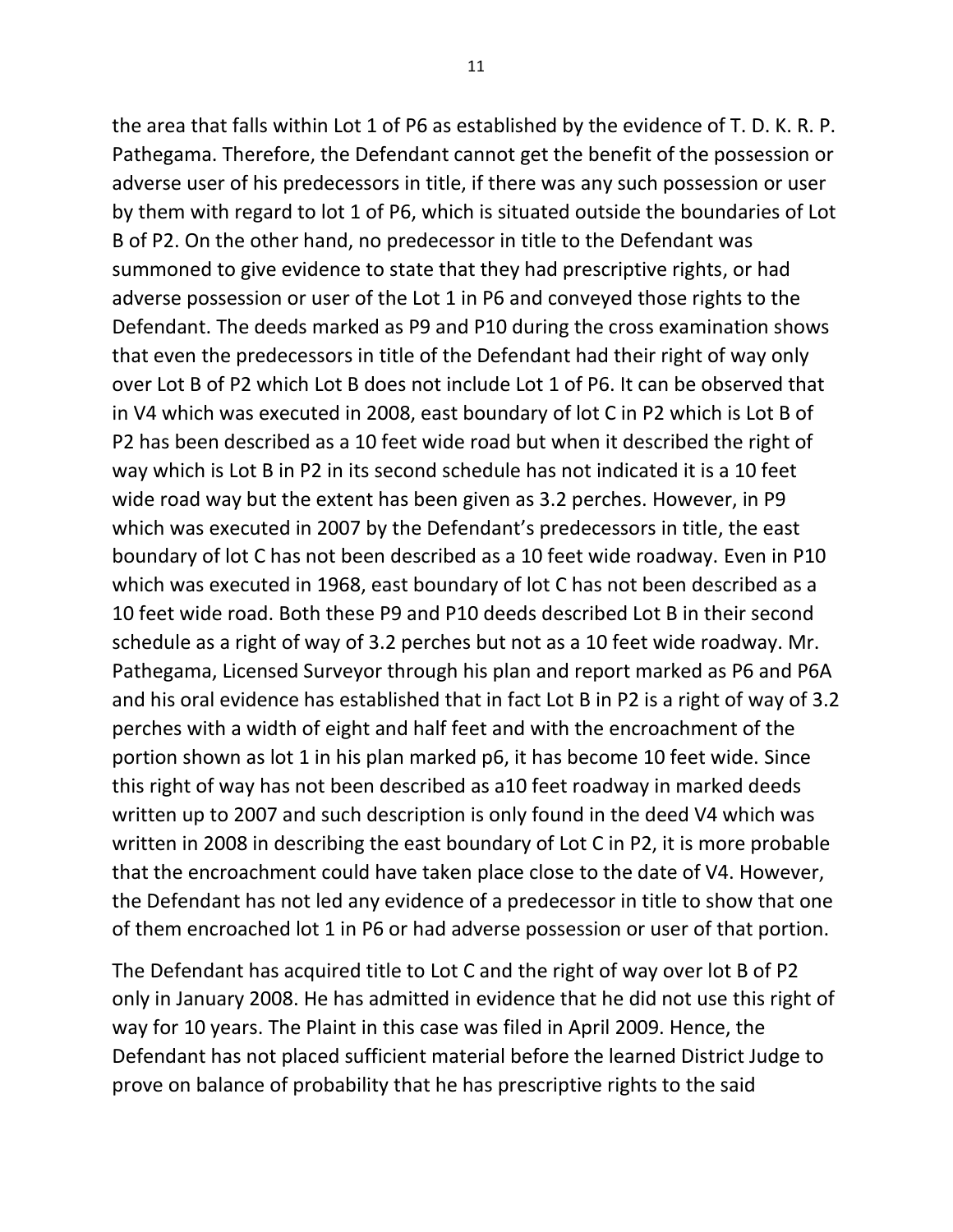the area that falls within Lot 1 of P6 as established by the evidence of T. D. K. R. P. Pathegama. Therefore, the Defendant cannot get the benefit of the possession or adverse user of his predecessors in title, if there was any such possession or user by them with regard to lot 1 of P6, which is situated outside the boundaries of Lot B of P2. On the other hand, no predecessor in title to the Defendant was summoned to give evidence to state that they had prescriptive rights, or had adverse possession or user of the Lot 1 in P6 and conveyed those rights to the Defendant. The deeds marked as P9 and P10 during the cross examination shows that even the predecessors in title of the Defendant had their right of way only over Lot B of P2 which Lot B does not include Lot 1 of P6. It can be observed that in V4 which was executed in 2008, east boundary of lot C in P2 which is Lot B of P2 has been described as a 10 feet wide road but when it described the right of way which is Lot B in P2 in its second schedule has not indicated it is a 10 feet wide road way but the extent has been given as 3.2 perches. However, in P9 which was executed in 2007 by the Defendant's predecessors in title, the east boundary of lot C has not been described as a 10 feet wide roadway. Even in P10 which was executed in 1968, east boundary of lot C has not been described as a 10 feet wide road. Both these P9 and P10 deeds described Lot B in their second schedule as a right of way of 3.2 perches but not as a 10 feet wide roadway. Mr. Pathegama, Licensed Surveyor through his plan and report marked as P6 and P6A and his oral evidence has established that in fact Lot B in P2 is a right of way of 3.2 perches with a width of eight and half feet and with the encroachment of the portion shown as lot 1 in his plan marked p6, it has become 10 feet wide. Since this right of way has not been described as a10 feet roadway in marked deeds written up to 2007 and such description is only found in the deed V4 which was written in 2008 in describing the east boundary of Lot C in P2, it is more probable that the encroachment could have taken place close to the date of V4. However, the Defendant has not led any evidence of a predecessor in title to show that one of them encroached lot 1 in P6 or had adverse possession or user of that portion.

The Defendant has acquired title to Lot C and the right of way over lot B of P2 only in January 2008. He has admitted in evidence that he did not use this right of way for 10 years. The Plaint in this case was filed in April 2009. Hence, the Defendant has not placed sufficient material before the learned District Judge to prove on balance of probability that he has prescriptive rights to the said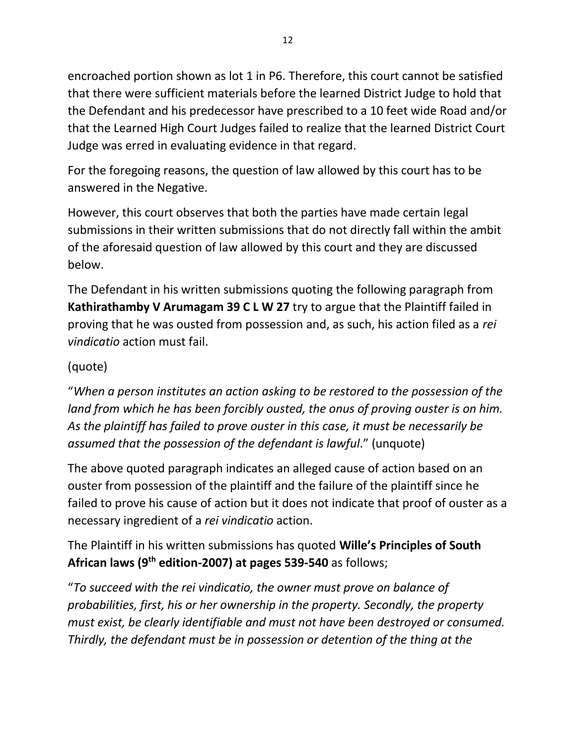encroached portion shown as lot 1 in P6. Therefore, this court cannot be satisfied that there were sufficient materials before the learned District Judge to hold that the Defendant and his predecessor have prescribed to a 10 feet wide Road and/or that the Learned High Court Judges failed to realize that the learned District Court Judge was erred in evaluating evidence in that regard.

For the foregoing reasons, the question of law allowed by this court has to be answered in the Negative.

However, this court observes that both the parties have made certain legal submissions in their written submissions that do not directly fall within the ambit of the aforesaid question of law allowed by this court and they are discussed below.

The Defendant in his written submissions quoting the following paragraph from **Kathirathamby V Arumagam 39 C L W 27** try to argue that the Plaintiff failed in proving that he was ousted from possession and, as such, his action filed as a *rei vindicatio* action must fail.

(quote)

"*When a person institutes an action asking to be restored to the possession of the land from which he has been forcibly ousted, the onus of proving ouster is on him. As the plaintiff has failed to prove ouster in this case, it must be necessarily be assumed that the possession of the defendant is lawful*." (unquote)

The above quoted paragraph indicates an alleged cause of action based on an ouster from possession of the plaintiff and the failure of the plaintiff since he failed to prove his cause of action but it does not indicate that proof of ouster as a necessary ingredient of a *rei vindicatio* action.

The Plaintiff in his written submissions has quoted **Wille's Principles of South African laws (9th edition-2007) at pages 539-540** as follows;

"*To succeed with the rei vindicatio, the owner must prove on balance of probabilities, first, his or her ownership in the property. Secondly, the property must exist, be clearly identifiable and must not have been destroyed or consumed. Thirdly, the defendant must be in possession or detention of the thing at the*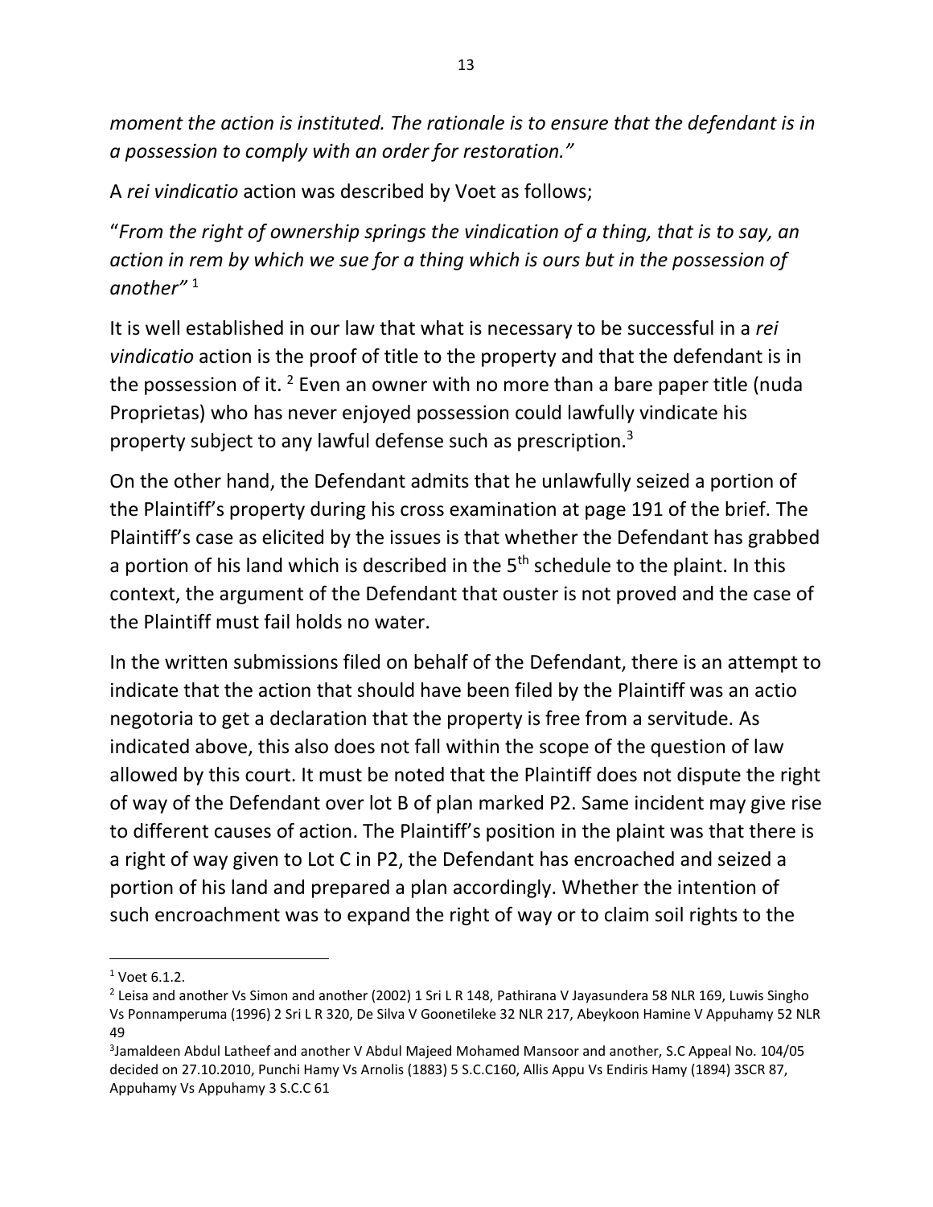*moment the action is instituted. The rationale is to ensure that the defendant is in a possession to comply with an order for restoration."*

A *rei vindicatio* action was described by Voet as follows;

"*From the right of ownership springs the vindication of a thing, that is to say, an action in rem by which we sue for a thing which is ours but in the possession of another"* [1]

It is well established in our law that what is necessary to be successful in a *rei vindicatio* action is the proof of title to the property and that the defendant is in the possession of it. [2] Even an owner with no more than a bare paper title (nuda Proprietas) who has never enjoyed possession could lawfully vindicate his property subject to any lawful defense such as prescription.[3]

On the other hand, the Defendant admits that he unlawfully seized a portion of the Plaintiff's property during his cross examination at page 191 of the brief. The Plaintiff's case as elicited by the issues is that whether the Defendant has grabbed a portion of his land which is described in the 5th schedule to the plaint. In this context, the argument of the Defendant that ouster is not proved and the case of the Plaintiff must fail holds no water.

In the written submissions filed on behalf of the Defendant, there is an attempt to indicate that the action that should have been filed by the Plaintiff was an actio negotoria to get a declaration that the property is free from a servitude. As indicated above, this also does not fall within the scope of the question of law allowed by this court. It must be noted that the Plaintiff does not dispute the right of way of the Defendant over lot B of plan marked P2. Same incident may give rise to different causes of action. The Plaintiff's position in the plaint was that there is a right of way given to Lot C in P2, the Defendant has encroached and seized a portion of his land and prepared a plan accordingly. Whether the intention of such encroachment was to expand the right of way or to claim soil rights to the

---

[1] Voet 6.1.2.

[2] Leisa and another Vs Simon and another (2002) 1 Sri L R 148, Pathirana V Jayasundera 58 NLR 169, Luwis Singho Vs Ponnamperuma (1996) 2 Sri L R 320, De Silva V Goonetileke 32 NLR 217, Abeykoon Hamine V Appuhamy 52 NLR 49

[3] Jamaldeen Abdul Latheef and another V Abdul Majeed Mohamed Mansoor and another, S.C Appeal No. 104/05 decided on 27.10.2010, Punchi Hamy Vs Arnolis (1883) 5 S.C.C160, Allis Appu Vs Endiris Hamy (1894) 3SCR 87, Appuhamy Vs Appuhamy 3 S.C.C 61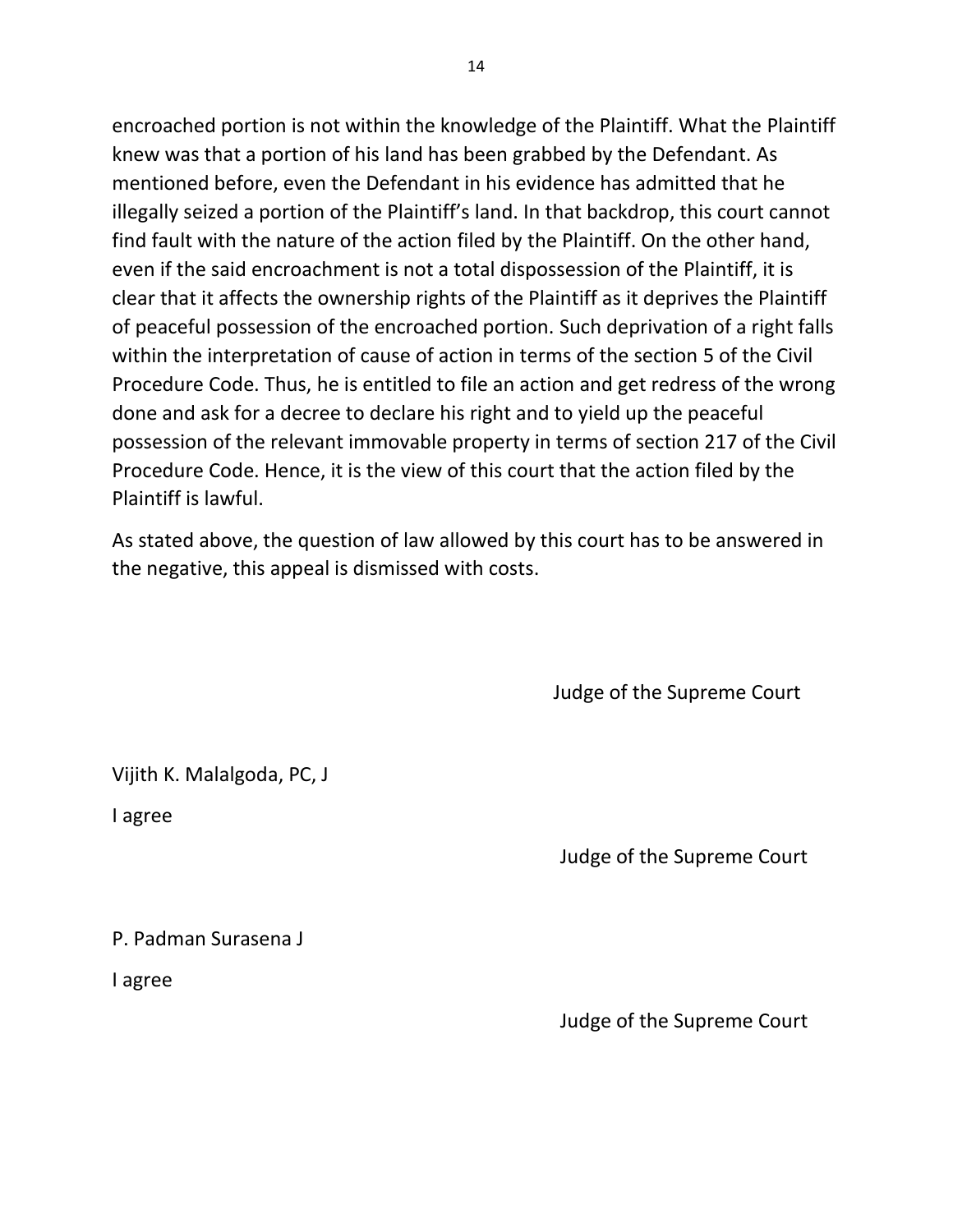encroached portion is not within the knowledge of the Plaintiff. What the Plaintiff knew was that a portion of his land has been grabbed by the Defendant. As mentioned before, even the Defendant in his evidence has admitted that he illegally seized a portion of the Plaintiff's land. In that backdrop, this court cannot find fault with the nature of the action filed by the Plaintiff. On the other hand, even if the said encroachment is not a total dispossession of the Plaintiff, it is clear that it affects the ownership rights of the Plaintiff as it deprives the Plaintiff of peaceful possession of the encroached portion. Such deprivation of a right falls within the interpretation of cause of action in terms of the section 5 of the Civil Procedure Code. Thus, he is entitled to file an action and get redress of the wrong done and ask for a decree to declare his right and to yield up the peaceful possession of the relevant immovable property in terms of section 217 of the Civil Procedure Code. Hence, it is the view of this court that the action filed by the Plaintiff is lawful.

As stated above, the question of law allowed by this court has to be answered in the negative, this appeal is dismissed with costs.

Judge of the Supreme Court

Vijith K. Malalgoda, PC, J

I agree

Judge of the Supreme Court

P. Padman Surasena J

I agree

Judge of the Supreme Court